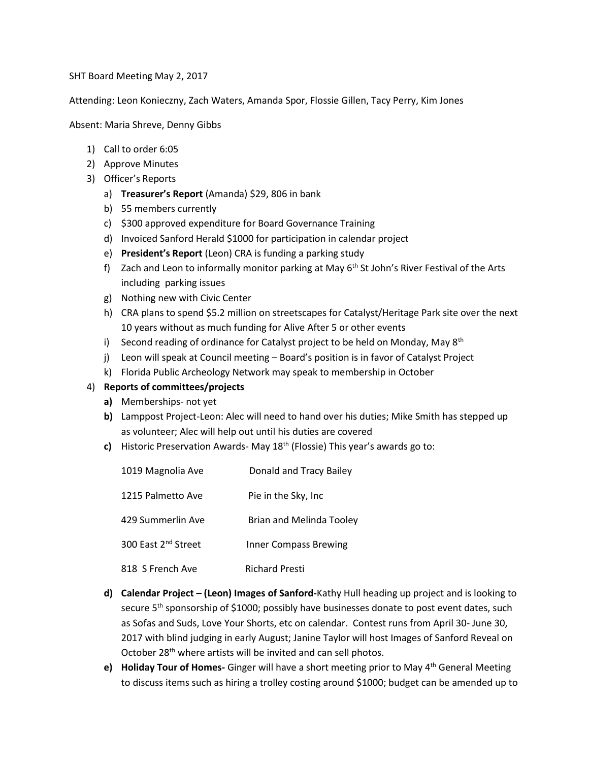SHT Board Meeting May 2, 2017

Attending: Leon Konieczny, Zach Waters, Amanda Spor, Flossie Gillen, Tacy Perry, Kim Jones

Absent: Maria Shreve, Denny Gibbs

1) Call to order 6:05
2) Approve Minutes
3) Officer's Reports
   a) **Treasurer's Report** (Amanda) $29, 806 in bank
   b) 55 members currently
   c) $300 approved expenditure for Board Governance Training
   d) Invoiced Sanford Herald $1000 for participation in calendar project
   e) **President's Report** (Leon) CRA is funding a parking study
   f) Zach and Leon to informally monitor parking at May 6th St John's River Festival of the Arts including parking issues
   g) Nothing new with Civic Center
   h) CRA plans to spend $5.2 million on streetscapes for Catalyst/Heritage Park site over the next 10 years without as much funding for Alive After 5 or other events
   i) Second reading of ordinance for Catalyst project to be held on Monday, May 8th
   j) Leon will speak at Council meeting – Board's position is in favor of Catalyst Project
   k) Florida Public Archeology Network may speak to membership in October
4) **Reports of committees/projects**
   **a)** Memberships- not yet
   **b)** Lamppost Project-Leon: Alec will need to hand over his duties; Mike Smith has stepped up as volunteer; Alec will help out until his duties are covered
   **c)** Historic Preservation Awards- May 18th (Flossie) This year's awards go to:

| | |
|---|---|
| 1019 Magnolia Ave | Donald and Tracy Bailey |
| 1215 Palmetto Ave | Pie in the Sky, Inc |
| 429 Summerlin Ave | Brian and Melinda Tooley |
| 300 East 2nd Street | Inner Compass Brewing |
| 818 S French Ave | Richard Presti |

   **d) Calendar Project – (Leon) Images of Sanford-**Kathy Hull heading up project and is looking to secure 5th sponsorship of $1000; possibly have businesses donate to post event dates, such as Sofas and Suds, Love Your Shorts, etc on calendar. Contest runs from April 30- June 30, 2017 with blind judging in early August; Janine Taylor will host Images of Sanford Reveal on October 28th where artists will be invited and can sell photos.
   **e) Holiday Tour of Homes-** Ginger will have a short meeting prior to May 4th General Meeting to discuss items such as hiring a trolley costing around $1000; budget can be amended up to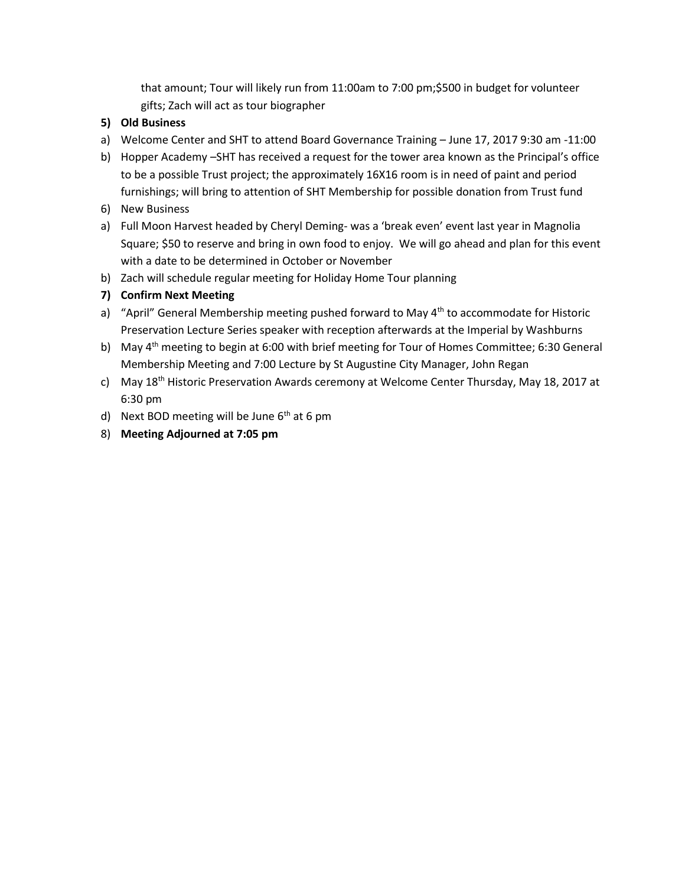that amount; Tour will likely run from 11:00am to 7:00 pm;$500 in budget for volunteer gifts; Zach will act as tour biographer

**5) Old Business**

a) Welcome Center and SHT to attend Board Governance Training – June 17, 2017 9:30 am -11:00

b) Hopper Academy –SHT has received a request for the tower area known as the Principal's office to be a possible Trust project; the approximately 16X16 room is in need of paint and period furnishings; will bring to attention of SHT Membership for possible donation from Trust fund

6) New Business

a) Full Moon Harvest headed by Cheryl Deming- was a 'break even' event last year in Magnolia Square; $50 to reserve and bring in own food to enjoy. We will go ahead and plan for this event with a date to be determined in October or November

b) Zach will schedule regular meeting for Holiday Home Tour planning

**7) Confirm Next Meeting**

a) "April" General Membership meeting pushed forward to May 4th to accommodate for Historic Preservation Lecture Series speaker with reception afterwards at the Imperial by Washburns

b) May 4th meeting to begin at 6:00 with brief meeting for Tour of Homes Committee; 6:30 General Membership Meeting and 7:00 Lecture by St Augustine City Manager, John Regan

c) May 18th Historic Preservation Awards ceremony at Welcome Center Thursday, May 18, 2017 at 6:30 pm

d) Next BOD meeting will be June 6th at 6 pm

8) **Meeting Adjourned at 7:05 pm**